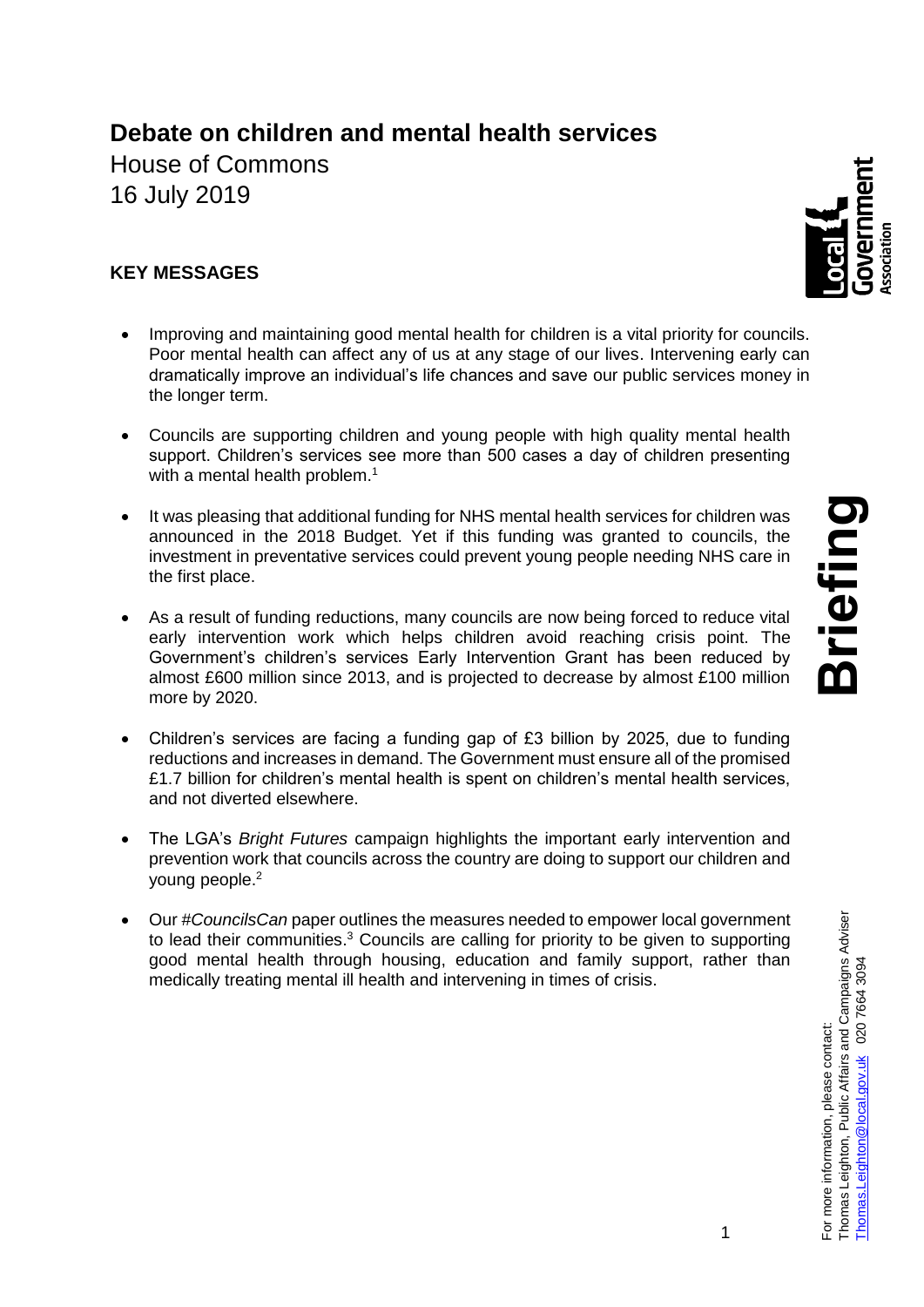# Debate on children and mental health services

House of Commons
16 July 2019

**KEY MESSAGES**

- Improving and maintaining good mental health for children is a vital priority for councils. Poor mental health can affect any of us at any stage of our lives. Intervening early can dramatically improve an individual's life chances and save our public services money in the longer term.
- Councils are supporting children and young people with high quality mental health support. Children's services see more than 500 cases a day of children presenting with a mental health problem.[1]
- It was pleasing that additional funding for NHS mental health services for children was announced in the 2018 Budget. Yet if this funding was granted to councils, the investment in preventative services could prevent young people needing NHS care in the first place.
- As a result of funding reductions, many councils are now being forced to reduce vital early intervention work which helps children avoid reaching crisis point. The Government's children's services Early Intervention Grant has been reduced by almost £600 million since 2013, and is projected to decrease by almost £100 million more by 2020.
- Children's services are facing a funding gap of £3 billion by 2025, due to funding reductions and increases in demand. The Government must ensure all of the promised £1.7 billion for children's mental health is spent on children's mental health services, and not diverted elsewhere.
- The LGA's *Bright Futures* campaign highlights the important early intervention and prevention work that councils across the country are doing to support our children and young people.[2]
- Our #*CouncilsCan* paper outlines the measures needed to empower local government to lead their communities.[3] Councils are calling for priority to be given to supporting good mental health through housing, education and family support, rather than medically treating mental ill health and intervening in times of crisis.

For more information, please contact:
Thomas Leighton, Public Affairs and Campaigns Adviser
Thomas.Leighton@local.gov.uk 020 7664 3094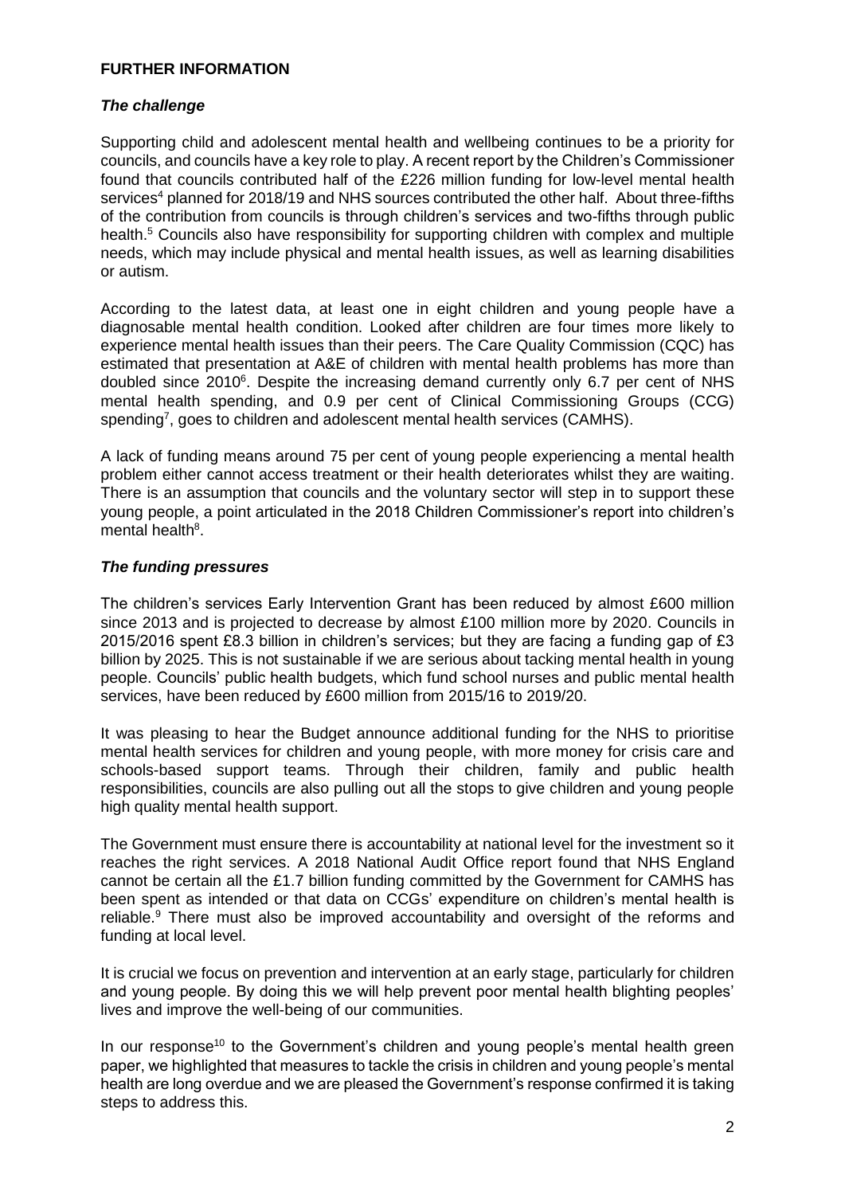**FURTHER INFORMATION**

***The challenge***

Supporting child and adolescent mental health and wellbeing continues to be a priority for councils, and councils have a key role to play. A recent report by the Children's Commissioner found that councils contributed half of the £226 million funding for low-level mental health services[4] planned for 2018/19 and NHS sources contributed the other half. About three-fifths of the contribution from councils is through children's services and two-fifths through public health.[5] Councils also have responsibility for supporting children with complex and multiple needs, which may include physical and mental health issues, as well as learning disabilities or autism.

According to the latest data, at least one in eight children and young people have a diagnosable mental health condition. Looked after children are four times more likely to experience mental health issues than their peers. The Care Quality Commission (CQC) has estimated that presentation at A&E of children with mental health problems has more than doubled since 2010[6]. Despite the increasing demand currently only 6.7 per cent of NHS mental health spending, and 0.9 per cent of Clinical Commissioning Groups (CCG) spending[7], goes to children and adolescent mental health services (CAMHS).

A lack of funding means around 75 per cent of young people experiencing a mental health problem either cannot access treatment or their health deteriorates whilst they are waiting. There is an assumption that councils and the voluntary sector will step in to support these young people, a point articulated in the 2018 Children Commissioner's report into children's mental health[8].

***The funding pressures***

The children's services Early Intervention Grant has been reduced by almost £600 million since 2013 and is projected to decrease by almost £100 million more by 2020. Councils in 2015/2016 spent £8.3 billion in children's services; but they are facing a funding gap of £3 billion by 2025. This is not sustainable if we are serious about tacking mental health in young people. Councils' public health budgets, which fund school nurses and public mental health services, have been reduced by £600 million from 2015/16 to 2019/20.

It was pleasing to hear the Budget announce additional funding for the NHS to prioritise mental health services for children and young people, with more money for crisis care and schools-based support teams. Through their children, family and public health responsibilities, councils are also pulling out all the stops to give children and young people high quality mental health support.

The Government must ensure there is accountability at national level for the investment so it reaches the right services. A 2018 National Audit Office report found that NHS England cannot be certain all the £1.7 billion funding committed by the Government for CAMHS has been spent as intended or that data on CCGs' expenditure on children's mental health is reliable.[9] There must also be improved accountability and oversight of the reforms and funding at local level.

It is crucial we focus on prevention and intervention at an early stage, particularly for children and young people. By doing this we will help prevent poor mental health blighting peoples' lives and improve the well-being of our communities.

In our response[10] to the Government's children and young people's mental health green paper, we highlighted that measures to tackle the crisis in children and young people's mental health are long overdue and we are pleased the Government's response confirmed it is taking steps to address this.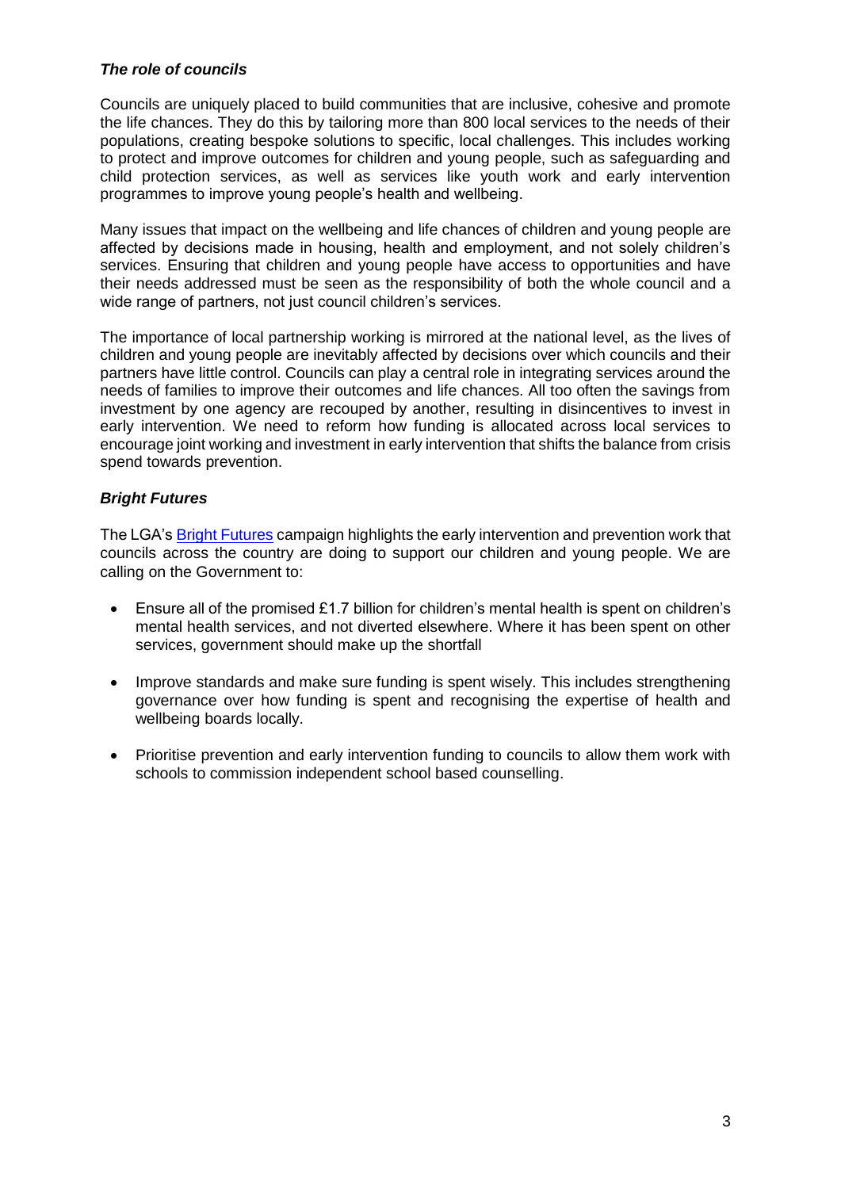### *The role of councils*

Councils are uniquely placed to build communities that are inclusive, cohesive and promote the life chances. They do this by tailoring more than 800 local services to the needs of their populations, creating bespoke solutions to specific, local challenges. This includes working to protect and improve outcomes for children and young people, such as safeguarding and child protection services, as well as services like youth work and early intervention programmes to improve young people's health and wellbeing.

Many issues that impact on the wellbeing and life chances of children and young people are affected by decisions made in housing, health and employment, and not solely children's services. Ensuring that children and young people have access to opportunities and have their needs addressed must be seen as the responsibility of both the whole council and a wide range of partners, not just council children's services.

The importance of local partnership working is mirrored at the national level, as the lives of children and young people are inevitably affected by decisions over which councils and their partners have little control. Councils can play a central role in integrating services around the needs of families to improve their outcomes and life chances. All too often the savings from investment by one agency are recouped by another, resulting in disincentives to invest in early intervention. We need to reform how funding is allocated across local services to encourage joint working and investment in early intervention that shifts the balance from crisis spend towards prevention.

### *Bright Futures*

The LGA's Bright Futures campaign highlights the early intervention and prevention work that councils across the country are doing to support our children and young people. We are calling on the Government to:

- Ensure all of the promised £1.7 billion for children's mental health is spent on children's mental health services, and not diverted elsewhere. Where it has been spent on other services, government should make up the shortfall
- Improve standards and make sure funding is spent wisely. This includes strengthening governance over how funding is spent and recognising the expertise of health and wellbeing boards locally.
- Prioritise prevention and early intervention funding to councils to allow them work with schools to commission independent school based counselling.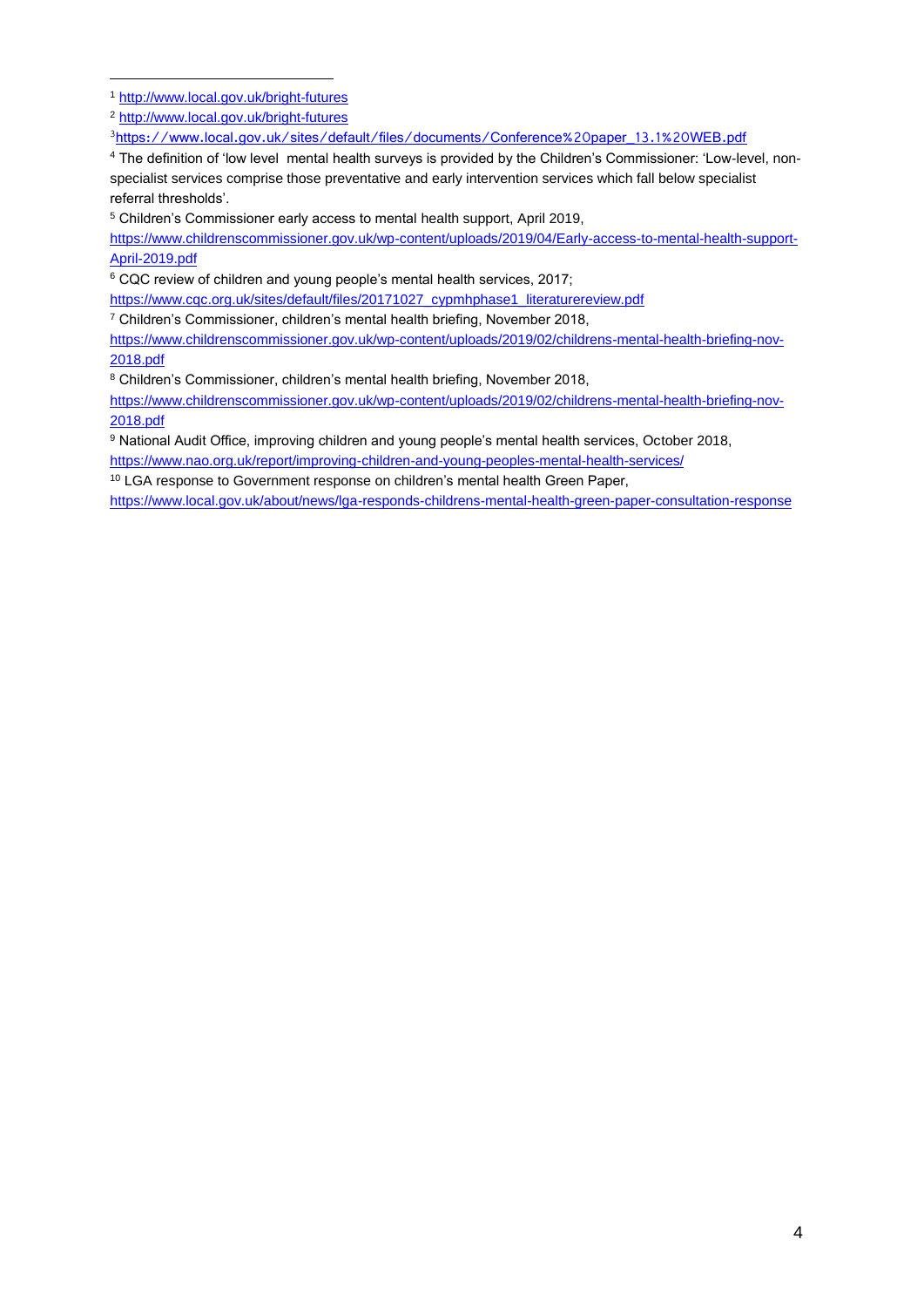[1] http://www.local.gov.uk/bright-futures

[2] http://www.local.gov.uk/bright-futures

[3] https://www.local.gov.uk/sites/default/files/documents/Conference%20paper_13.1%20WEB.pdf

[4] The definition of 'low level  mental health surveys is provided by the Children's Commissioner: 'Low-level, non-specialist services comprise those preventative and early intervention services which fall below specialist referral thresholds'.

[5] Children's Commissioner early access to mental health support, April 2019, https://www.childrenscommissioner.gov.uk/wp-content/uploads/2019/04/Early-access-to-mental-health-support-April-2019.pdf

[6] CQC review of children and young people's mental health services, 2017; https://www.cqc.org.uk/sites/default/files/20171027_cypmhphase1_literaturereview.pdf

[7] Children's Commissioner, children's mental health briefing, November 2018, https://www.childrenscommissioner.gov.uk/wp-content/uploads/2019/02/childrens-mental-health-briefing-nov-2018.pdf

[8] Children's Commissioner, children's mental health briefing, November 2018, https://www.childrenscommissioner.gov.uk/wp-content/uploads/2019/02/childrens-mental-health-briefing-nov-2018.pdf

[9] National Audit Office, improving children and young people's mental health services, October 2018, https://www.nao.org.uk/report/improving-children-and-young-peoples-mental-health-services/

[10] LGA response to Government response on children's mental health Green Paper, https://www.local.gov.uk/about/news/lga-responds-childrens-mental-health-green-paper-consultation-response